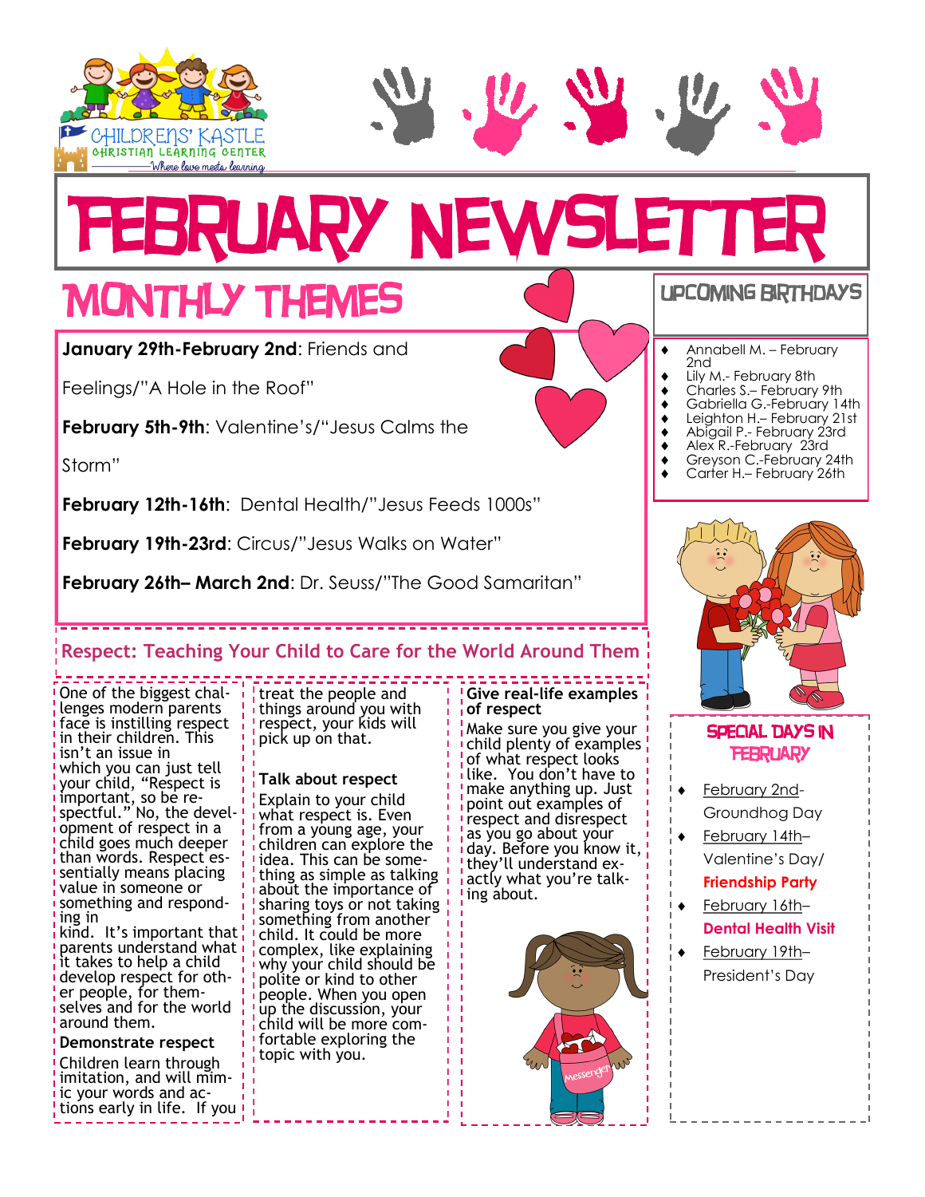CHILDRENS' KASTLE
CHRISTIAN LEARNING CENTER
Where love meets learning

# FEBRUARY NEWSLETTER

## MONTHLY THEMES

**January 29th-February 2nd**: Friends and Feelings/"A Hole in the Roof"

**February 5th-9th**: Valentine's/"Jesus Calms the Storm"

**February 12th-16th**: Dental Health/"Jesus Feeds 1000s"

**February 19th-23rd**: Circus/"Jesus Walks on Water"

**February 26th– March 2nd**: Dr. Seuss/"The Good Samaritan"

## Respect: Teaching Your Child to Care for the World Around Them

One of the biggest challenges modern parents face is instilling respect in their children. This isn't an issue in which you can just tell your child, "Respect is important, so be respectful." No, the development of respect in a child goes much deeper than words. Respect essentially means placing value in someone or something and responding in kind. It's important that parents understand what it takes to help a child develop respect for other people, for themselves and for the world around them.

**Demonstrate respect**

Children learn through imitation, and will mimic your words and actions early in life. If you treat the people and things around you with respect, your kids will pick up on that.

**Talk about respect**

Explain to your child what respect is. Even from a young age, your children can explore the idea. This can be something as simple as talking about the importance of sharing toys or not taking something from another child. It could be more complex, like explaining why your child should be polite or kind to other people. When you open up the discussion, your child will be more comfortable exploring the topic with you.

**Give real-life examples of respect**

Make sure you give your child plenty of examples of what respect looks like. You don't have to make anything up. Just point out examples of respect and disrespect as you go about your day. Before you know it, they'll understand exactly what you're talking about.

## UPCOMING BIRTHDAYS

- Annabell M. – February 2nd
- Lily M.- February 8th
- Charles S.– February 9th
- Gabriella G.-February 14th
- Leighton H.– February 21st
- Abigail P.- February 23rd
- Alex R.-February 23rd
- Greyson C.-February 24th
- Carter H.– February 26th

## SPECIAL DAYS IN FEBRUARY

- February 2nd- Groundhog Day
- February 14th– Valentine's Day/ **Friendship Party**
- February 16th– **Dental Health Visit**
- February 19th– President's Day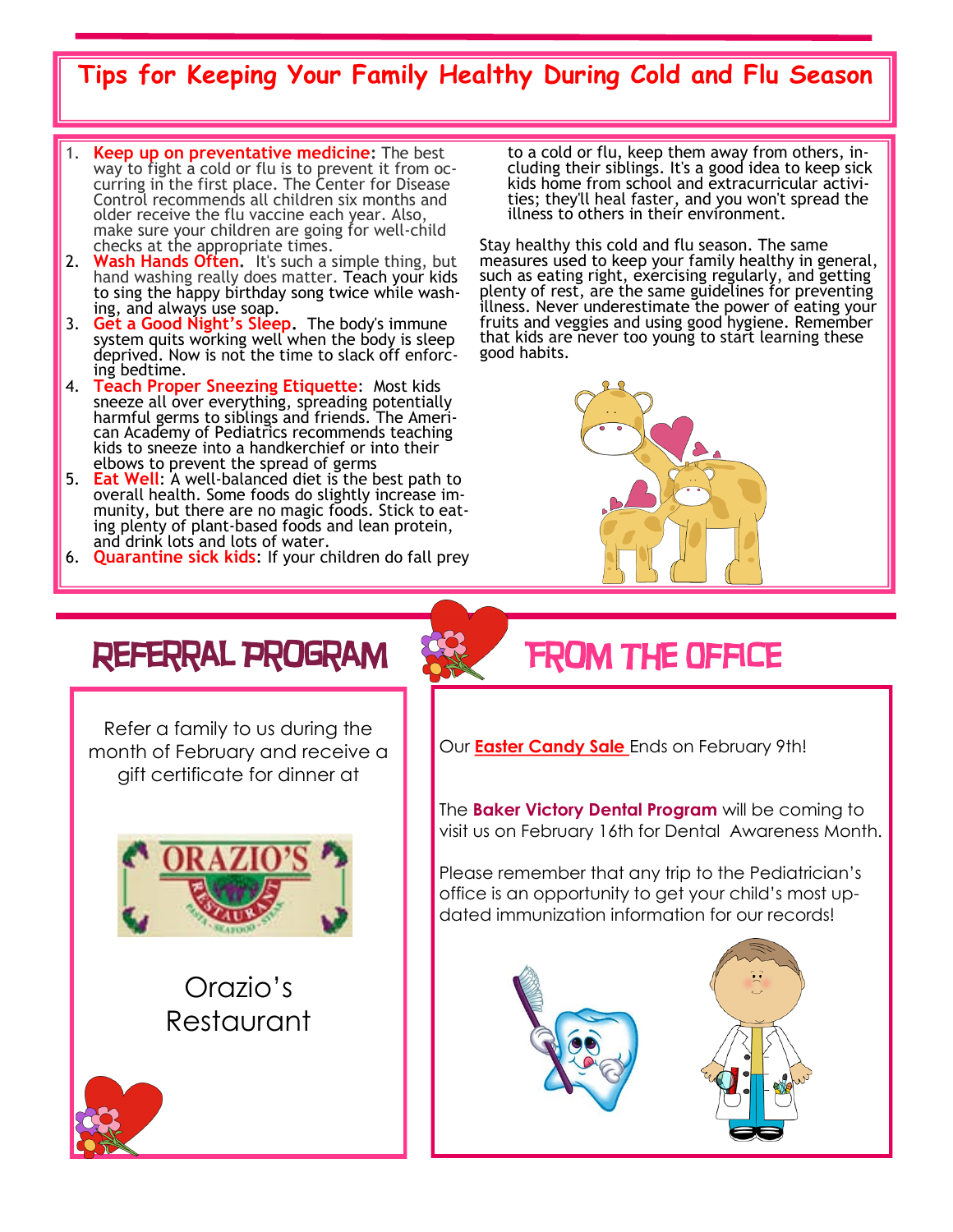# Tips for Keeping Your Family Healthy During Cold and Flu Season

1. **Keep up on preventative medicine**: The best way to fight a cold or flu is to prevent it from occurring in the first place. The Center for Disease Control recommends all children six months and older receive the flu vaccine each year. Also, make sure your children are going for well-child checks at the appropriate times.
2. **Wash Hands Often**. It's such a simple thing, but hand washing really does matter. Teach your kids to sing the happy birthday song twice while washing, and always use soap.
3. **Get a Good Night's Sleep**. The body's immune system quits working well when the body is sleep deprived. Now is not the time to slack off enforcing bedtime.
4. **Teach Proper Sneezing Etiquette**: Most kids sneeze all over everything, spreading potentially harmful germs to siblings and friends. The American Academy of Pediatrics recommends teaching kids to sneeze into a handkerchief or into their elbows to prevent the spread of germs
5. **Eat Well**: A well-balanced diet is the best path to overall health. Some foods do slightly increase immunity, but there are no magic foods. Stick to eating plenty of plant-based foods and lean protein, and drink lots and lots of water.
6. **Quarantine sick kids**: If your children do fall prey to a cold or flu, keep them away from others, including their siblings. It's a good idea to keep sick kids home from school and extracurricular activities; they'll heal faster, and you won't spread the illness to others in their environment.

Stay healthy this cold and flu season. The same measures used to keep your family healthy in general, such as eating right, exercising regularly, and getting plenty of rest, are the same guidelines for preventing illness. Never underestimate the power of eating your fruits and veggies and using good hygiene. Remember that kids are never too young to start learning these good habits.

## Referral Program

Refer a family to us during the month of February and receive a gift certificate for dinner at

Orazio's Restaurant

## From the Office

Our **Easter Candy Sale** Ends on February 9th!

The **Baker Victory Dental Program** will be coming to visit us on February 16th for Dental Awareness Month.

Please remember that any trip to the Pediatrician's office is an opportunity to get your child's most updated immunization information for our records!